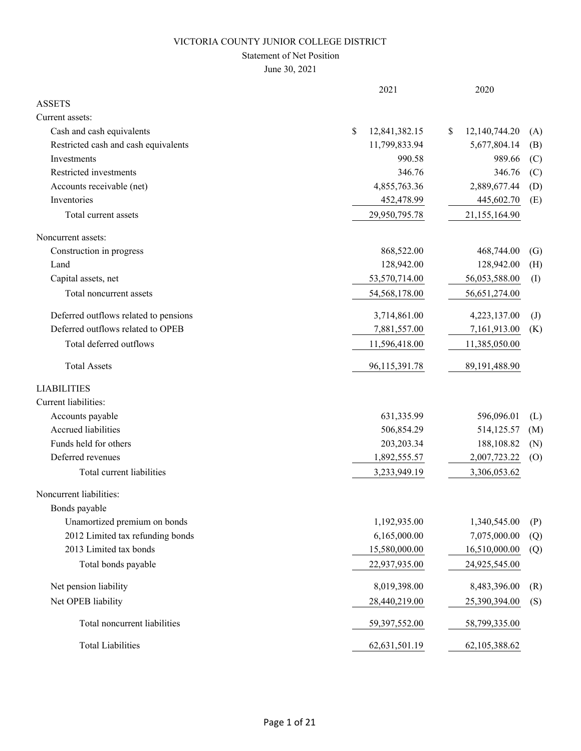# VICTORIA COUNTY JUNIOR COLLEGE DISTRICT

## Statement of Net Position

June 30, 2021

| | 2021 | 2020 | |
|---|---|---|---|
| **ASSETS** | | | |
| Current assets: | | | |
| Cash and cash equivalents | $ 12,841,382.15 | $ 12,140,744.20 | (A) |
| Restricted cash and cash equivalents | 11,799,833.94 | 5,677,804.14 | (B) |
| Investments | 990.58 | 989.66 | (C) |
| Restricted investments | 346.76 | 346.76 | (C) |
| Accounts receivable (net) | 4,855,763.36 | 2,889,677.44 | (D) |
| Inventories | 452,478.99 | 445,602.70 | (E) |
| Total current assets | 29,950,795.78 | 21,155,164.90 | |
| Noncurrent assets: | | | |
| Construction in progress | 868,522.00 | 468,744.00 | (G) |
| Land | 128,942.00 | 128,942.00 | (H) |
| Capital assets, net | 53,570,714.00 | 56,053,588.00 | (I) |
| Total noncurrent assets | 54,568,178.00 | 56,651,274.00 | |
| Deferred outflows related to pensions | 3,714,861.00 | 4,223,137.00 | (J) |
| Deferred outflows related to OPEB | 7,881,557.00 | 7,161,913.00 | (K) |
| Total deferred outflows | 11,596,418.00 | 11,385,050.00 | |
| Total Assets | 96,115,391.78 | 89,191,488.90 | |
| **LIABILITIES** | | | |
| Current liabilities: | | | |
| Accounts payable | 631,335.99 | 596,096.01 | (L) |
| Accrued liabilities | 506,854.29 | 514,125.57 | (M) |
| Funds held for others | 203,203.34 | 188,108.82 | (N) |
| Deferred revenues | 1,892,555.57 | 2,007,723.22 | (O) |
| Total current liabilities | 3,233,949.19 | 3,306,053.62 | |
| Noncurrent liabilities: | | | |
| Bonds payable | | | |
| Unamortized premium on bonds | 1,192,935.00 | 1,340,545.00 | (P) |
| 2012 Limited tax refunding bonds | 6,165,000.00 | 7,075,000.00 | (Q) |
| 2013 Limited tax bonds | 15,580,000.00 | 16,510,000.00 | (Q) |
| Total bonds payable | 22,937,935.00 | 24,925,545.00 | |
| Net pension liability | 8,019,398.00 | 8,483,396.00 | (R) |
| Net OPEB liability | 28,440,219.00 | 25,390,394.00 | (S) |
| Total noncurrent liabilities | 59,397,552.00 | 58,799,335.00 | |
| Total Liabilities | 62,631,501.19 | 62,105,388.62 | |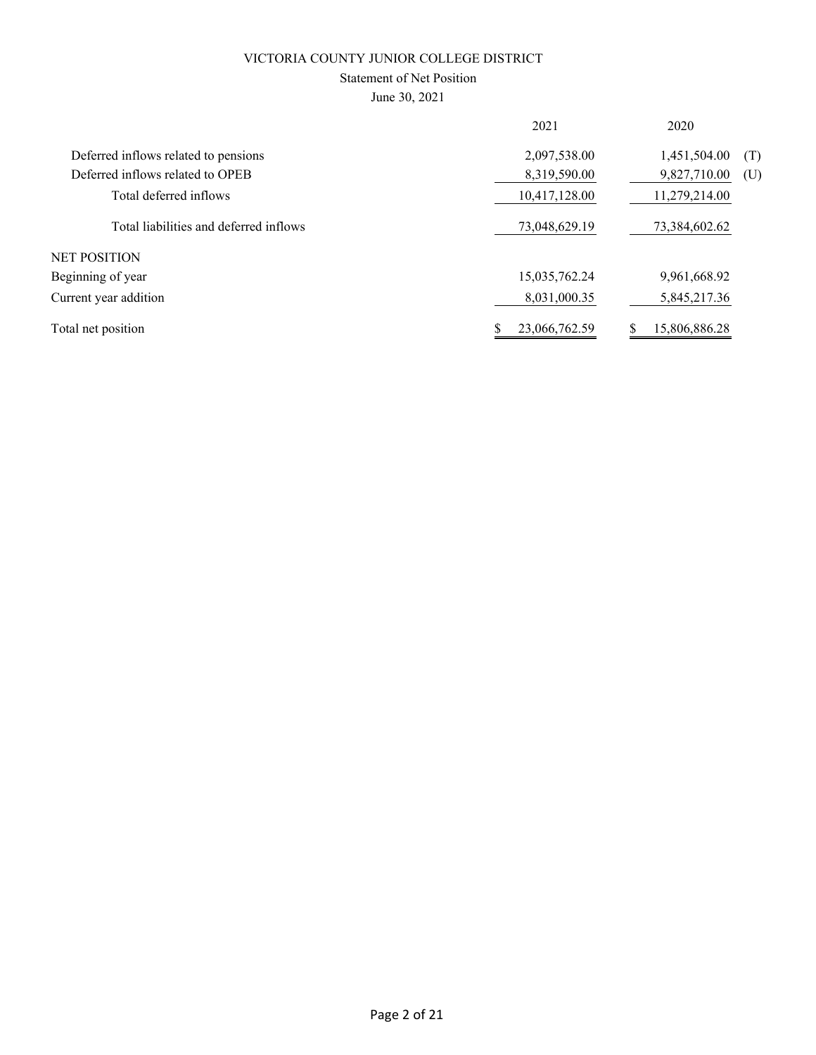VICTORIA COUNTY JUNIOR COLLEGE DISTRICT

Statement of Net Position

June 30, 2021

| | 2021 | 2020 | |
|---|---|---|---|
| Deferred inflows related to pensions | 2,097,538.00 | 1,451,504.00 | (T) |
| Deferred inflows related to OPEB | 8,319,590.00 | 9,827,710.00 | (U) |
| Total deferred inflows | 10,417,128.00 | 11,279,214.00 | |
| Total liabilities and deferred inflows | 73,048,629.19 | 73,384,602.62 | |
| NET POSITION | | | |
| Beginning of year | 15,035,762.24 | 9,961,668.92 | |
| Current year addition | 8,031,000.35 | 5,845,217.36 | |
| Total net position | $ 23,066,762.59 | $ 15,806,886.28 | |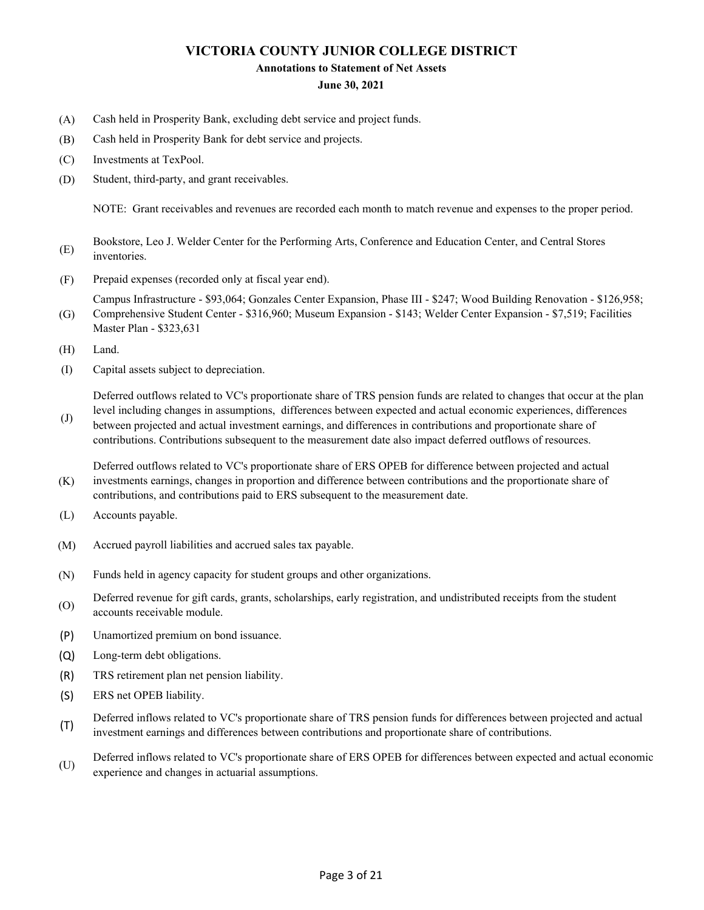# VICTORIA COUNTY JUNIOR COLLEGE DISTRICT

## Annotations to Statement of Net Assets

### June 30, 2021

(A) Cash held in Prosperity Bank, excluding debt service and project funds.

(B) Cash held in Prosperity Bank for debt service and projects.

(C) Investments at TexPool.

(D) Student, third-party, and grant receivables.

NOTE: Grant receivables and revenues are recorded each month to match revenue and expenses to the proper period.

(E) Bookstore, Leo J. Welder Center for the Performing Arts, Conference and Education Center, and Central Stores inventories.

(F) Prepaid expenses (recorded only at fiscal year end).

(G) Campus Infrastructure - $93,064; Gonzales Center Expansion, Phase III - $247; Wood Building Renovation - $126,958; Comprehensive Student Center - $316,960; Museum Expansion - $143; Welder Center Expansion - $7,519; Facilities Master Plan - $323,631

(H) Land.

(I) Capital assets subject to depreciation.

(J) Deferred outflows related to VC's proportionate share of TRS pension funds are related to changes that occur at the plan level including changes in assumptions, differences between expected and actual economic experiences, differences between projected and actual investment earnings, and differences in contributions and proportionate share of contributions. Contributions subsequent to the measurement date also impact deferred outflows of resources.

(K) Deferred outflows related to VC's proportionate share of ERS OPEB for difference between projected and actual investments earnings, changes in proportion and difference between contributions and the proportionate share of contributions, and contributions paid to ERS subsequent to the measurement date.

(L) Accounts payable.

(M) Accrued payroll liabilities and accrued sales tax payable.

(N) Funds held in agency capacity for student groups and other organizations.

(O) Deferred revenue for gift cards, grants, scholarships, early registration, and undistributed receipts from the student accounts receivable module.

(P) Unamortized premium on bond issuance.

(Q) Long-term debt obligations.

(R) TRS retirement plan net pension liability.

(S) ERS net OPEB liability.

(T) Deferred inflows related to VC's proportionate share of TRS pension funds for differences between projected and actual investment earnings and differences between contributions and proportionate share of contributions.

(U) Deferred inflows related to VC's proportionate share of ERS OPEB for differences between expected and actual economic experience and changes in actuarial assumptions.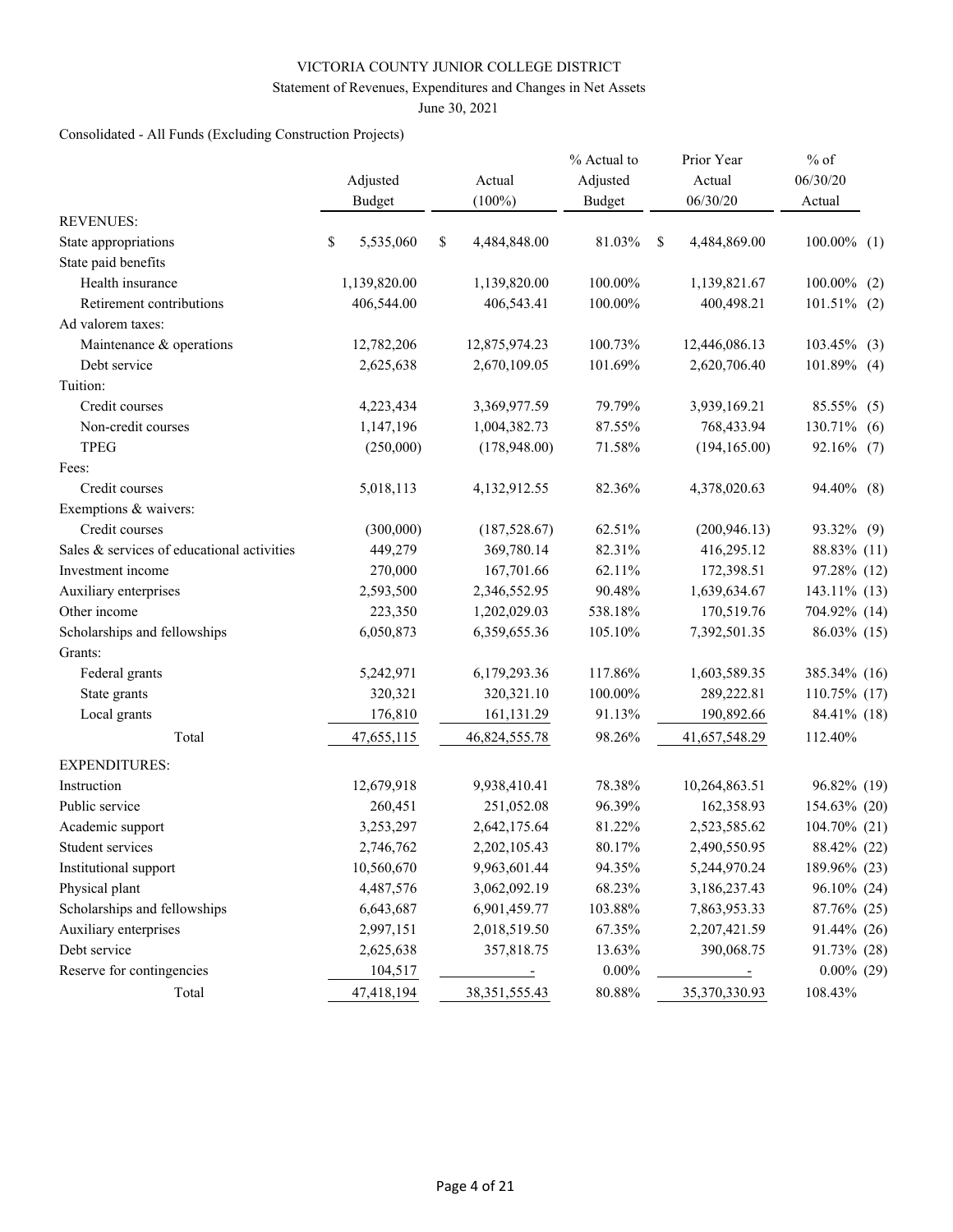VICTORIA COUNTY JUNIOR COLLEGE DISTRICT

Statement of Revenues, Expenditures and Changes in Net Assets

June 30, 2021

Consolidated - All Funds (Excluding Construction Projects)

| | Adjusted Budget | Actual (100%) | % Actual to Adjusted Budget | Prior Year Actual 06/30/20 | % of 06/30/20 Actual | |
|---|---|---|---|---|---|---|
| REVENUES: | | | | | | |
| State appropriations | $ 5,535,060 | $ 4,484,848.00 | 81.03% | $ 4,484,869.00 | 100.00% | (1) |
| State paid benefits | | | | | | |
| Health insurance | 1,139,820.00 | 1,139,820.00 | 100.00% | 1,139,821.67 | 100.00% | (2) |
| Retirement contributions | 406,544.00 | 406,543.41 | 100.00% | 400,498.21 | 101.51% | (2) |
| Ad valorem taxes: | | | | | | |
| Maintenance & operations | 12,782,206 | 12,875,974.23 | 100.73% | 12,446,086.13 | 103.45% | (3) |
| Debt service | 2,625,638 | 2,670,109.05 | 101.69% | 2,620,706.40 | 101.89% | (4) |
| Tuition: | | | | | | |
| Credit courses | 4,223,434 | 3,369,977.59 | 79.79% | 3,939,169.21 | 85.55% | (5) |
| Non-credit courses | 1,147,196 | 1,004,382.73 | 87.55% | 768,433.94 | 130.71% | (6) |
| TPEG | (250,000) | (178,948.00) | 71.58% | (194,165.00) | 92.16% | (7) |
| Fees: | | | | | | |
| Credit courses | 5,018,113 | 4,132,912.55 | 82.36% | 4,378,020.63 | 94.40% | (8) |
| Exemptions & waivers: | | | | | | |
| Credit courses | (300,000) | (187,528.67) | 62.51% | (200,946.13) | 93.32% | (9) |
| Sales & services of educational activities | 449,279 | 369,780.14 | 82.31% | 416,295.12 | 88.83% | (11) |
| Investment income | 270,000 | 167,701.66 | 62.11% | 172,398.51 | 97.28% | (12) |
| Auxiliary enterprises | 2,593,500 | 2,346,552.95 | 90.48% | 1,639,634.67 | 143.11% | (13) |
| Other income | 223,350 | 1,202,029.03 | 538.18% | 170,519.76 | 704.92% | (14) |
| Scholarships and fellowships | 6,050,873 | 6,359,655.36 | 105.10% | 7,392,501.35 | 86.03% | (15) |
| Grants: | | | | | | |
| Federal grants | 5,242,971 | 6,179,293.36 | 117.86% | 1,603,589.35 | 385.34% | (16) |
| State grants | 320,321 | 320,321.10 | 100.00% | 289,222.81 | 110.75% | (17) |
| Local grants | 176,810 | 161,131.29 | 91.13% | 190,892.66 | 84.41% | (18) |
| Total | 47,655,115 | 46,824,555.78 | 98.26% | 41,657,548.29 | 112.40% | |
| EXPENDITURES: | | | | | | |
| Instruction | 12,679,918 | 9,938,410.41 | 78.38% | 10,264,863.51 | 96.82% | (19) |
| Public service | 260,451 | 251,052.08 | 96.39% | 162,358.93 | 154.63% | (20) |
| Academic support | 3,253,297 | 2,642,175.64 | 81.22% | 2,523,585.62 | 104.70% | (21) |
| Student services | 2,746,762 | 2,202,105.43 | 80.17% | 2,490,550.95 | 88.42% | (22) |
| Institutional support | 10,560,670 | 9,963,601.44 | 94.35% | 5,244,970.24 | 189.96% | (23) |
| Physical plant | 4,487,576 | 3,062,092.19 | 68.23% | 3,186,237.43 | 96.10% | (24) |
| Scholarships and fellowships | 6,643,687 | 6,901,459.77 | 103.88% | 7,863,953.33 | 87.76% | (25) |
| Auxiliary enterprises | 2,997,151 | 2,018,519.50 | 67.35% | 2,207,421.59 | 91.44% | (26) |
| Debt service | 2,625,638 | 357,818.75 | 13.63% | 390,068.75 | 91.73% | (28) |
| Reserve for contingencies | 104,517 | - | 0.00% | - | 0.00% | (29) |
| Total | 47,418,194 | 38,351,555.43 | 80.88% | 35,370,330.93 | 108.43% | |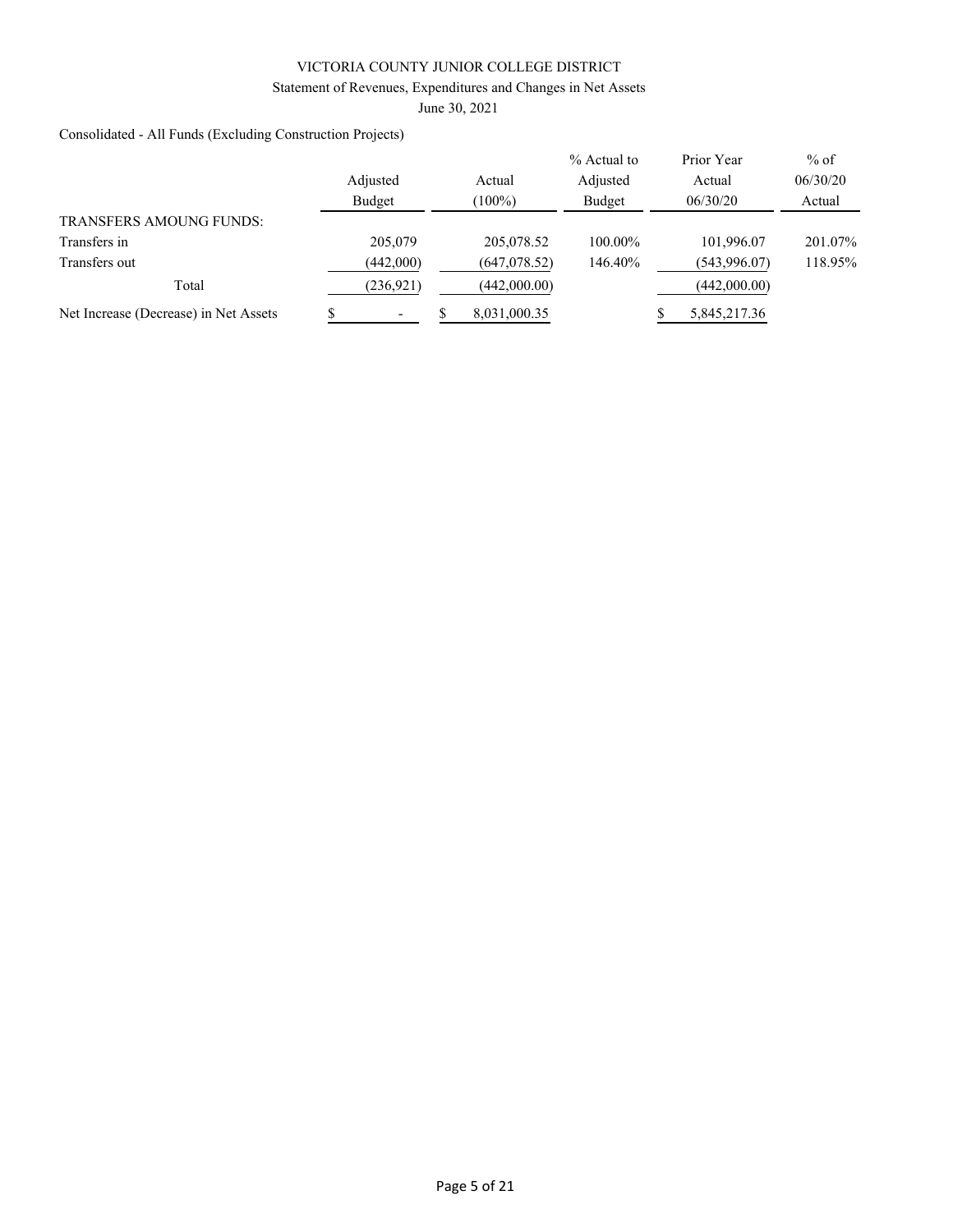VICTORIA COUNTY JUNIOR COLLEGE DISTRICT

Statement of Revenues, Expenditures and Changes in Net Assets

June 30, 2021

Consolidated - All Funds (Excluding Construction Projects)

| | Adjusted Budget | Actual (100%) | % Actual to Adjusted Budget | Prior Year Actual 06/30/20 | % of 06/30/20 Actual |
|---|---|---|---|---|---|
| TRANSFERS AMOUNG FUNDS: | | | | | |
| Transfers in | 205,079 | 205,078.52 | 100.00% | 101,996.07 | 201.07% |
| Transfers out | (442,000) | (647,078.52) | 146.40% | (543,996.07) | 118.95% |
| Total | (236,921) | (442,000.00) | | (442,000.00) | |
| Net Increase (Decrease) in Net Assets | $ - | $ 8,031,000.35 | | $ 5,845,217.36 | |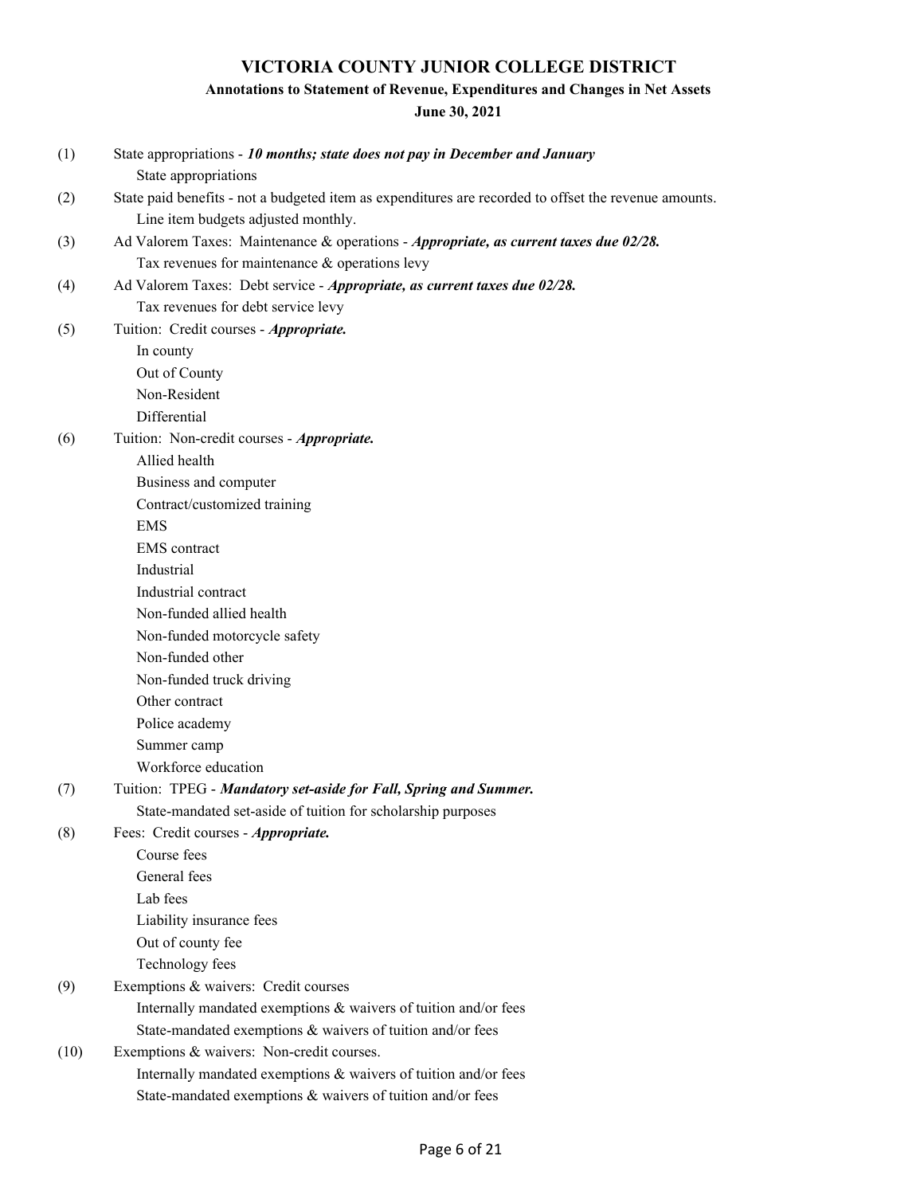# VICTORIA COUNTY JUNIOR COLLEGE DISTRICT

## Annotations to Statement of Revenue, Expenditures and Changes in Net Assets

**June 30, 2021**

(1) State appropriations - ***10 months; state does not pay in December and January***
- State appropriations

(2) State paid benefits - not a budgeted item as expenditures are recorded to offset the revenue amounts.
- Line item budgets adjusted monthly.

(3) Ad Valorem Taxes: Maintenance & operations - ***Appropriate, as current taxes due 02/28.***
- Tax revenues for maintenance & operations levy

(4) Ad Valorem Taxes: Debt service - ***Appropriate, as current taxes due 02/28.***
- Tax revenues for debt service levy

(5) Tuition: Credit courses - ***Appropriate.***
- In county
- Out of County
- Non-Resident
- Differential

(6) Tuition: Non-credit courses - ***Appropriate.***
- Allied health
- Business and computer
- Contract/customized training
- EMS
- EMS contract
- Industrial
- Industrial contract
- Non-funded allied health
- Non-funded motorcycle safety
- Non-funded other
- Non-funded truck driving
- Other contract
- Police academy
- Summer camp
- Workforce education

(7) Tuition: TPEG - ***Mandatory set-aside for Fall, Spring and Summer.***
- State-mandated set-aside of tuition for scholarship purposes

(8) Fees: Credit courses - ***Appropriate.***
- Course fees
- General fees
- Lab fees
- Liability insurance fees
- Out of county fee
- Technology fees

(9) Exemptions & waivers: Credit courses
- Internally mandated exemptions & waivers of tuition and/or fees
- State-mandated exemptions & waivers of tuition and/or fees

(10) Exemptions & waivers: Non-credit courses.
- Internally mandated exemptions & waivers of tuition and/or fees
- State-mandated exemptions & waivers of tuition and/or fees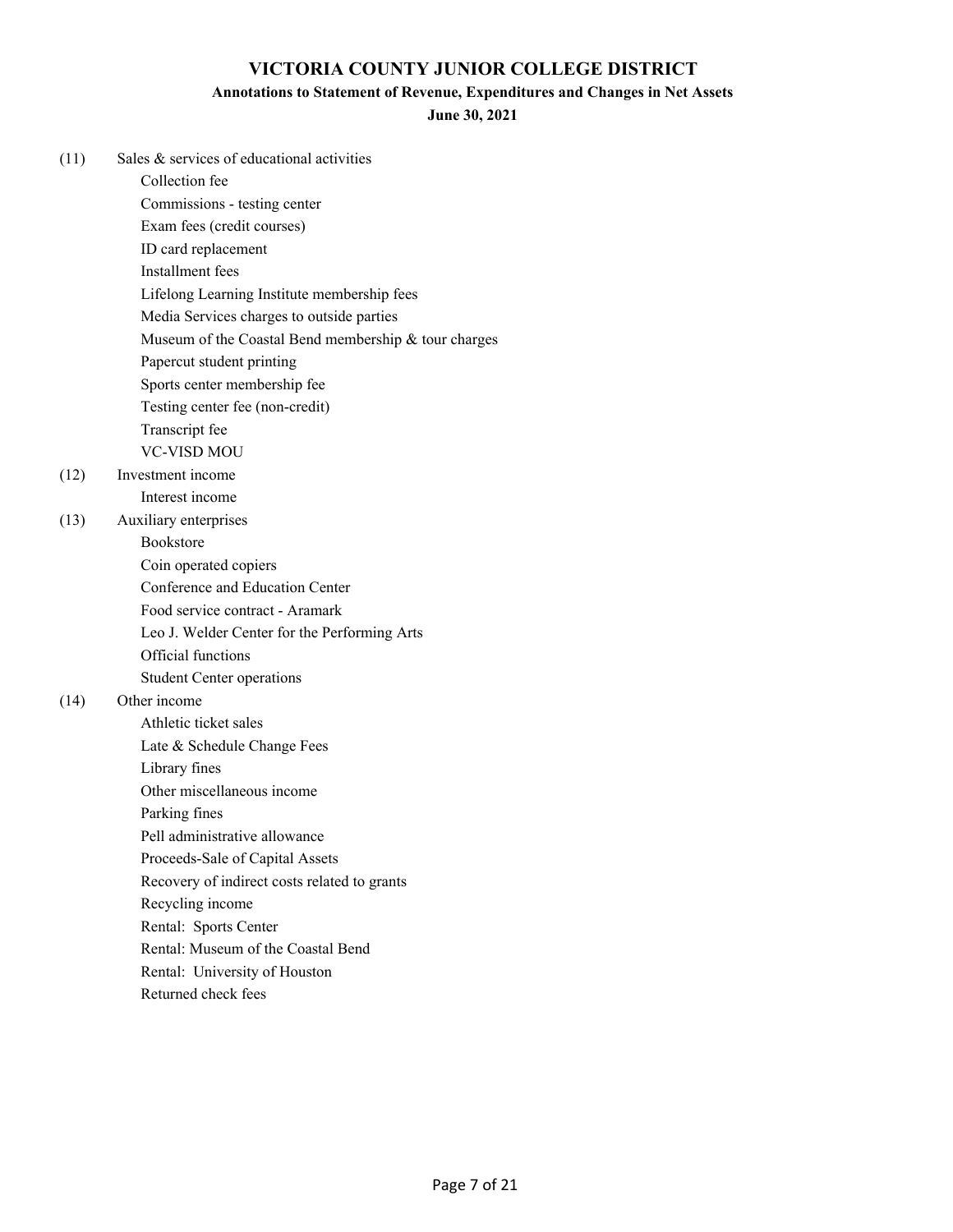# VICTORIA COUNTY JUNIOR COLLEGE DISTRICT

## Annotations to Statement of Revenue, Expenditures and Changes in Net Assets

### June 30, 2021

(11) Sales & services of educational activities

- Collection fee
- Commissions - testing center
- Exam fees (credit courses)
- ID card replacement
- Installment fees
- Lifelong Learning Institute membership fees
- Media Services charges to outside parties
- Museum of the Coastal Bend membership & tour charges
- Papercut student printing
- Sports center membership fee
- Testing center fee (non-credit)
- Transcript fee
- VC-VISD MOU

(12) Investment income

- Interest income

(13) Auxiliary enterprises

- Bookstore
- Coin operated copiers
- Conference and Education Center
- Food service contract - Aramark
- Leo J. Welder Center for the Performing Arts
- Official functions
- Student Center operations

(14) Other income

- Athletic ticket sales
- Late & Schedule Change Fees
- Library fines
- Other miscellaneous income
- Parking fines
- Pell administrative allowance
- Proceeds-Sale of Capital Assets
- Recovery of indirect costs related to grants
- Recycling income
- Rental: Sports Center
- Rental: Museum of the Coastal Bend
- Rental: University of Houston
- Returned check fees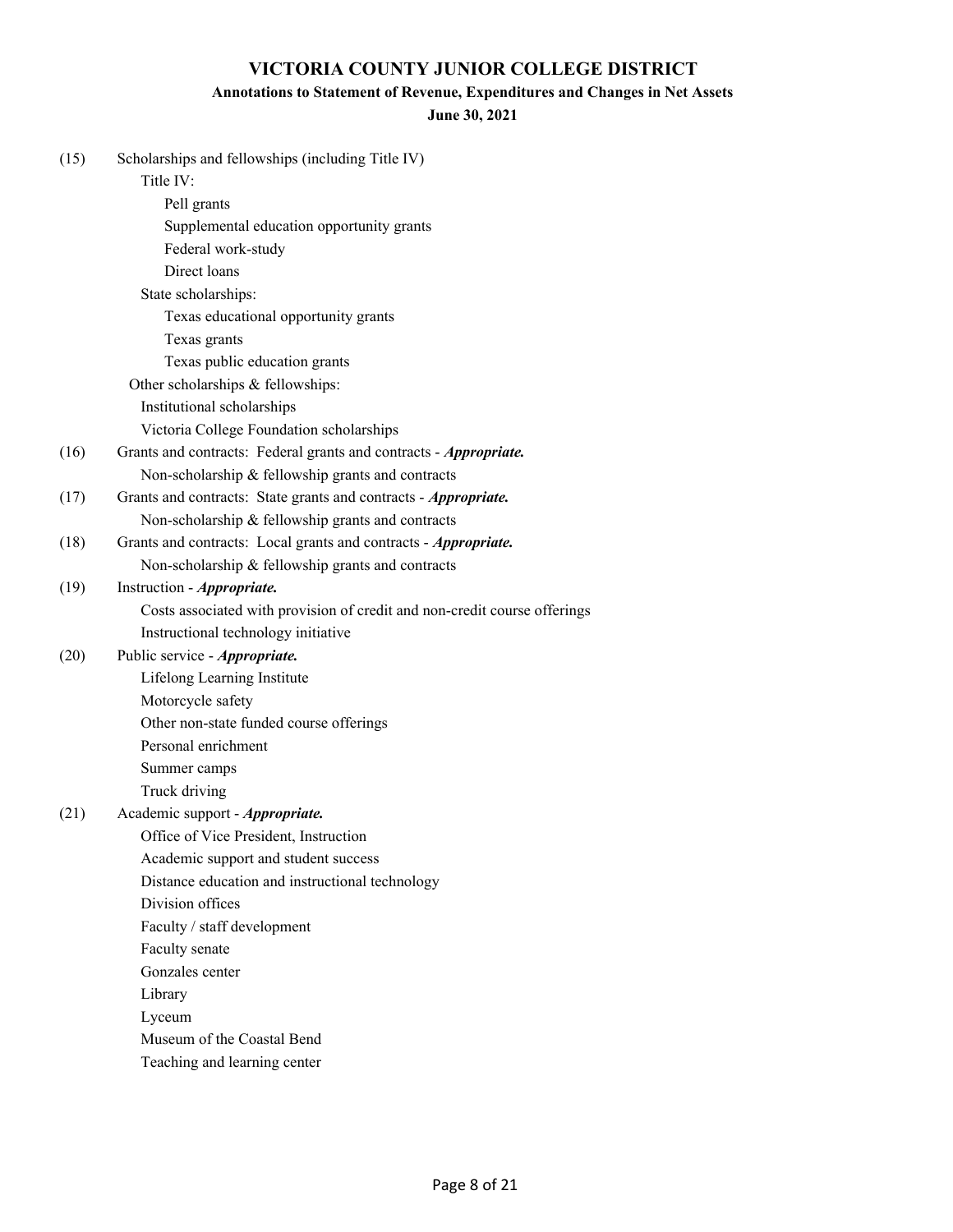# VICTORIA COUNTY JUNIOR COLLEGE DISTRICT

## Annotations to Statement of Revenue, Expenditures and Changes in Net Assets

**June 30, 2021**

(15) Scholarships and fellowships (including Title IV)

- Title IV:
  - Pell grants
  - Supplemental education opportunity grants
  - Federal work-study
  - Direct loans
- State scholarships:
  - Texas educational opportunity grants
  - Texas grants
  - Texas public education grants
- Other scholarships & fellowships:
  - Institutional scholarships
  - Victoria College Foundation scholarships

(16) Grants and contracts: Federal grants and contracts - ***Appropriate.***

- Non-scholarship & fellowship grants and contracts

(17) Grants and contracts: State grants and contracts - ***Appropriate.***

- Non-scholarship & fellowship grants and contracts

(18) Grants and contracts: Local grants and contracts - ***Appropriate.***

- Non-scholarship & fellowship grants and contracts

(19) Instruction - ***Appropriate.***

- Costs associated with provision of credit and non-credit course offerings
- Instructional technology initiative

(20) Public service - ***Appropriate.***

- Lifelong Learning Institute
- Motorcycle safety
- Other non-state funded course offerings
- Personal enrichment
- Summer camps
- Truck driving

(21) Academic support - ***Appropriate.***

- Office of Vice President, Instruction
- Academic support and student success
- Distance education and instructional technology
- Division offices
- Faculty / staff development
- Faculty senate
- Gonzales center
- Library
- Lyceum
- Museum of the Coastal Bend
- Teaching and learning center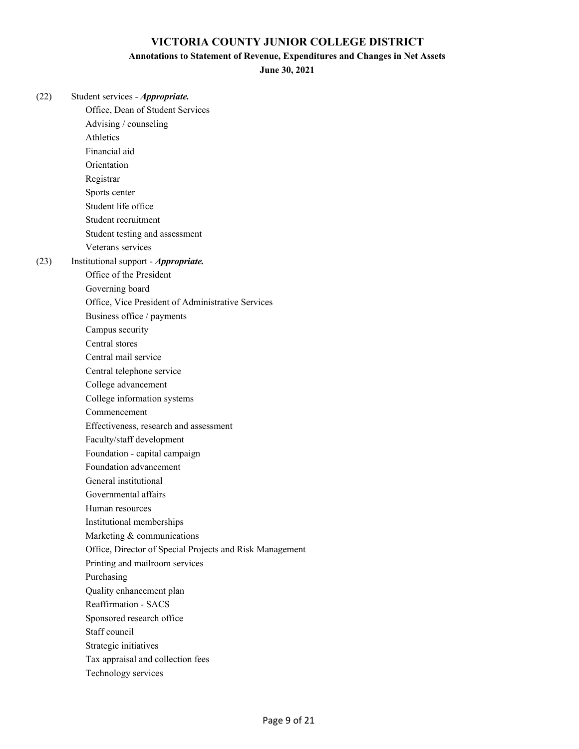# VICTORIA COUNTY JUNIOR COLLEGE DISTRICT

## Annotations to Statement of Revenue, Expenditures and Changes in Net Assets

### June 30, 2021

(22) Student services - ***Appropriate.***

- Office, Dean of Student Services
- Advising / counseling
- Athletics
- Financial aid
- Orientation
- Registrar
- Sports center
- Student life office
- Student recruitment
- Student testing and assessment
- Veterans services

(23) Institutional support - ***Appropriate.***

- Office of the President
- Governing board
- Office, Vice President of Administrative Services
- Business office / payments
- Campus security
- Central stores
- Central mail service
- Central telephone service
- College advancement
- College information systems
- Commencement
- Effectiveness, research and assessment
- Faculty/staff development
- Foundation - capital campaign
- Foundation advancement
- General institutional
- Governmental affairs
- Human resources
- Institutional memberships
- Marketing & communications
- Office, Director of Special Projects and Risk Management
- Printing and mailroom services
- Purchasing
- Quality enhancement plan
- Reaffirmation - SACS
- Sponsored research office
- Staff council
- Strategic initiatives
- Tax appraisal and collection fees
- Technology services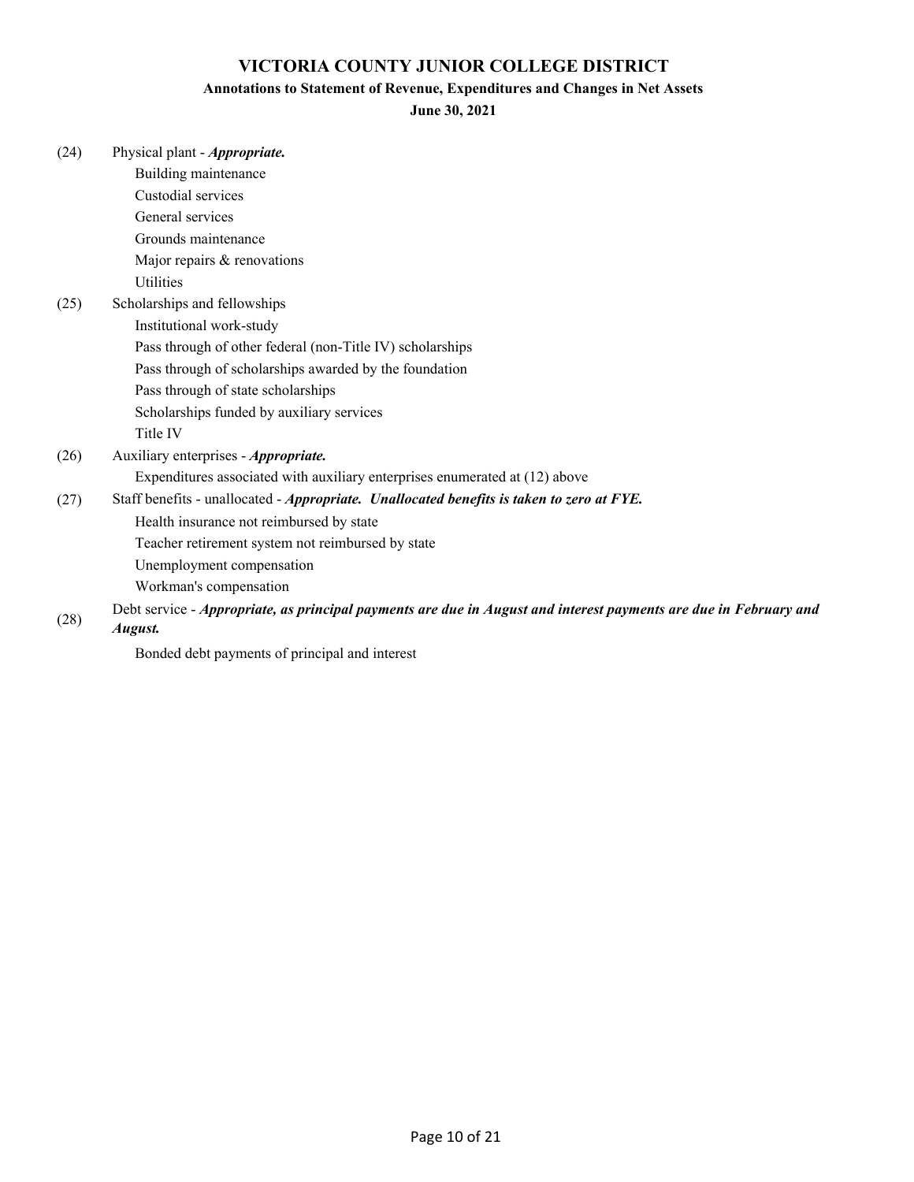# VICTORIA COUNTY JUNIOR COLLEGE DISTRICT

## Annotations to Statement of Revenue, Expenditures and Changes in Net Assets

### June 30, 2021

(24) Physical plant - ***Appropriate.***

- Building maintenance
- Custodial services
- General services
- Grounds maintenance
- Major repairs & renovations
- Utilities

(25) Scholarships and fellowships

- Institutional work-study
- Pass through of other federal (non-Title IV) scholarships
- Pass through of scholarships awarded by the foundation
- Pass through of state scholarships
- Scholarships funded by auxiliary services
- Title IV

(26) Auxiliary enterprises - ***Appropriate.***

- Expenditures associated with auxiliary enterprises enumerated at (12) above

(27) Staff benefits - unallocated - ***Appropriate. Unallocated benefits is taken to zero at FYE.***

- Health insurance not reimbursed by state
- Teacher retirement system not reimbursed by state
- Unemployment compensation
- Workman's compensation

(28) Debt service - ***Appropriate, as principal payments are due in August and interest payments are due in February and August.***

- Bonded debt payments of principal and interest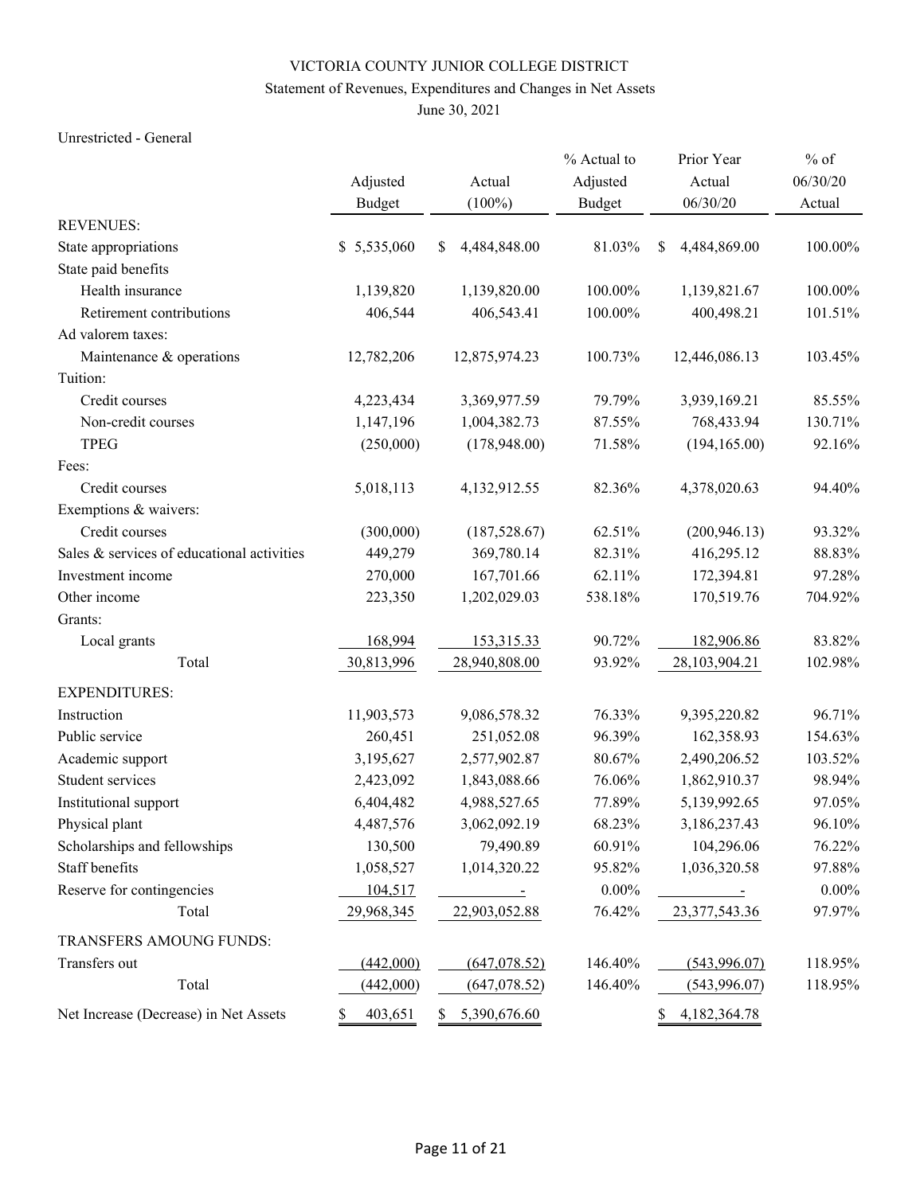# VICTORIA COUNTY JUNIOR COLLEGE DISTRICT

## Statement of Revenues, Expenditures and Changes in Net Assets

June 30, 2021

Unrestricted - General

| | Adjusted Budget | Actual (100%) | % Actual to Adjusted Budget | Prior Year Actual 06/30/20 | % of 06/30/20 Actual |
|---|---|---|---|---|---|
| REVENUES: | | | | | |
| State appropriations | $ 5,535,060 | $ 4,484,848.00 | 81.03% | $ 4,484,869.00 | 100.00% |
| State paid benefits | | | | | |
| Health insurance | 1,139,820 | 1,139,820.00 | 100.00% | 1,139,821.67 | 100.00% |
| Retirement contributions | 406,544 | 406,543.41 | 100.00% | 400,498.21 | 101.51% |
| Ad valorem taxes: | | | | | |
| Maintenance & operations | 12,782,206 | 12,875,974.23 | 100.73% | 12,446,086.13 | 103.45% |
| Tuition: | | | | | |
| Credit courses | 4,223,434 | 3,369,977.59 | 79.79% | 3,939,169.21 | 85.55% |
| Non-credit courses | 1,147,196 | 1,004,382.73 | 87.55% | 768,433.94 | 130.71% |
| TPEG | (250,000) | (178,948.00) | 71.58% | (194,165.00) | 92.16% |
| Fees: | | | | | |
| Credit courses | 5,018,113 | 4,132,912.55 | 82.36% | 4,378,020.63 | 94.40% |
| Exemptions & waivers: | | | | | |
| Credit courses | (300,000) | (187,528.67) | 62.51% | (200,946.13) | 93.32% |
| Sales & services of educational activities | 449,279 | 369,780.14 | 82.31% | 416,295.12 | 88.83% |
| Investment income | 270,000 | 167,701.66 | 62.11% | 172,394.81 | 97.28% |
| Other income | 223,350 | 1,202,029.03 | 538.18% | 170,519.76 | 704.92% |
| Grants: | | | | | |
| Local grants | 168,994 | 153,315.33 | 90.72% | 182,906.86 | 83.82% |
| Total | 30,813,996 | 28,940,808.00 | 93.92% | 28,103,904.21 | 102.98% |
| EXPENDITURES: | | | | | |
| Instruction | 11,903,573 | 9,086,578.32 | 76.33% | 9,395,220.82 | 96.71% |
| Public service | 260,451 | 251,052.08 | 96.39% | 162,358.93 | 154.63% |
| Academic support | 3,195,627 | 2,577,902.87 | 80.67% | 2,490,206.52 | 103.52% |
| Student services | 2,423,092 | 1,843,088.66 | 76.06% | 1,862,910.37 | 98.94% |
| Institutional support | 6,404,482 | 4,988,527.65 | 77.89% | 5,139,992.65 | 97.05% |
| Physical plant | 4,487,576 | 3,062,092.19 | 68.23% | 3,186,237.43 | 96.10% |
| Scholarships and fellowships | 130,500 | 79,490.89 | 60.91% | 104,296.06 | 76.22% |
| Staff benefits | 1,058,527 | 1,014,320.22 | 95.82% | 1,036,320.58 | 97.88% |
| Reserve for contingencies | 104,517 | - | 0.00% | - | 0.00% |
| Total | 29,968,345 | 22,903,052.88 | 76.42% | 23,377,543.36 | 97.97% |
| TRANSFERS AMOUNG FUNDS: | | | | | |
| Transfers out | (442,000) | (647,078.52) | 146.40% | (543,996.07) | 118.95% |
| Total | (442,000) | (647,078.52) | 146.40% | (543,996.07) | 118.95% |
| Net Increase (Decrease) in Net Assets | $ 403,651 | $ 5,390,676.60 | | $ 4,182,364.78 | |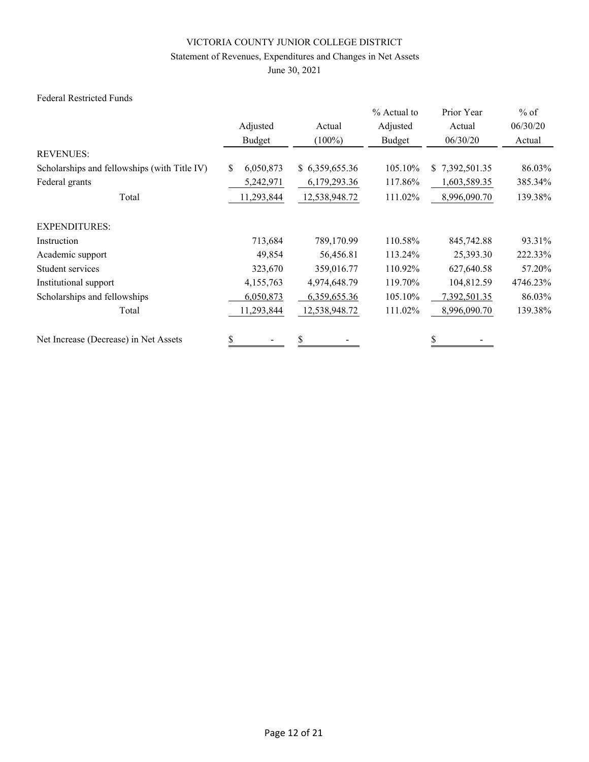VICTORIA COUNTY JUNIOR COLLEGE DISTRICT

Statement of Revenues, Expenditures and Changes in Net Assets

June 30, 2021

Federal Restricted Funds

| | Adjusted Budget | Actual (100%) | % Actual to Adjusted Budget | Prior Year Actual 06/30/20 | % of 06/30/20 Actual |
|---|---|---|---|---|---|
| REVENUES: | | | | | |
| Scholarships and fellowships (with Title IV) | $ 6,050,873 | $ 6,359,655.36 | 105.10% | $ 7,392,501.35 | 86.03% |
| Federal grants | 5,242,971 | 6,179,293.36 | 117.86% | 1,603,589.35 | 385.34% |
| Total | 11,293,844 | 12,538,948.72 | 111.02% | 8,996,090.70 | 139.38% |
| EXPENDITURES: | | | | | |
| Instruction | 713,684 | 789,170.99 | 110.58% | 845,742.88 | 93.31% |
| Academic support | 49,854 | 56,456.81 | 113.24% | 25,393.30 | 222.33% |
| Student services | 323,670 | 359,016.77 | 110.92% | 627,640.58 | 57.20% |
| Institutional support | 4,155,763 | 4,974,648.79 | 119.70% | 104,812.59 | 4746.23% |
| Scholarships and fellowships | 6,050,873 | 6,359,655.36 | 105.10% | 7,392,501.35 | 86.03% |
| Total | 11,293,844 | 12,538,948.72 | 111.02% | 8,996,090.70 | 139.38% |
| Net Increase (Decrease) in Net Assets | $ - | $ - | | $ - | |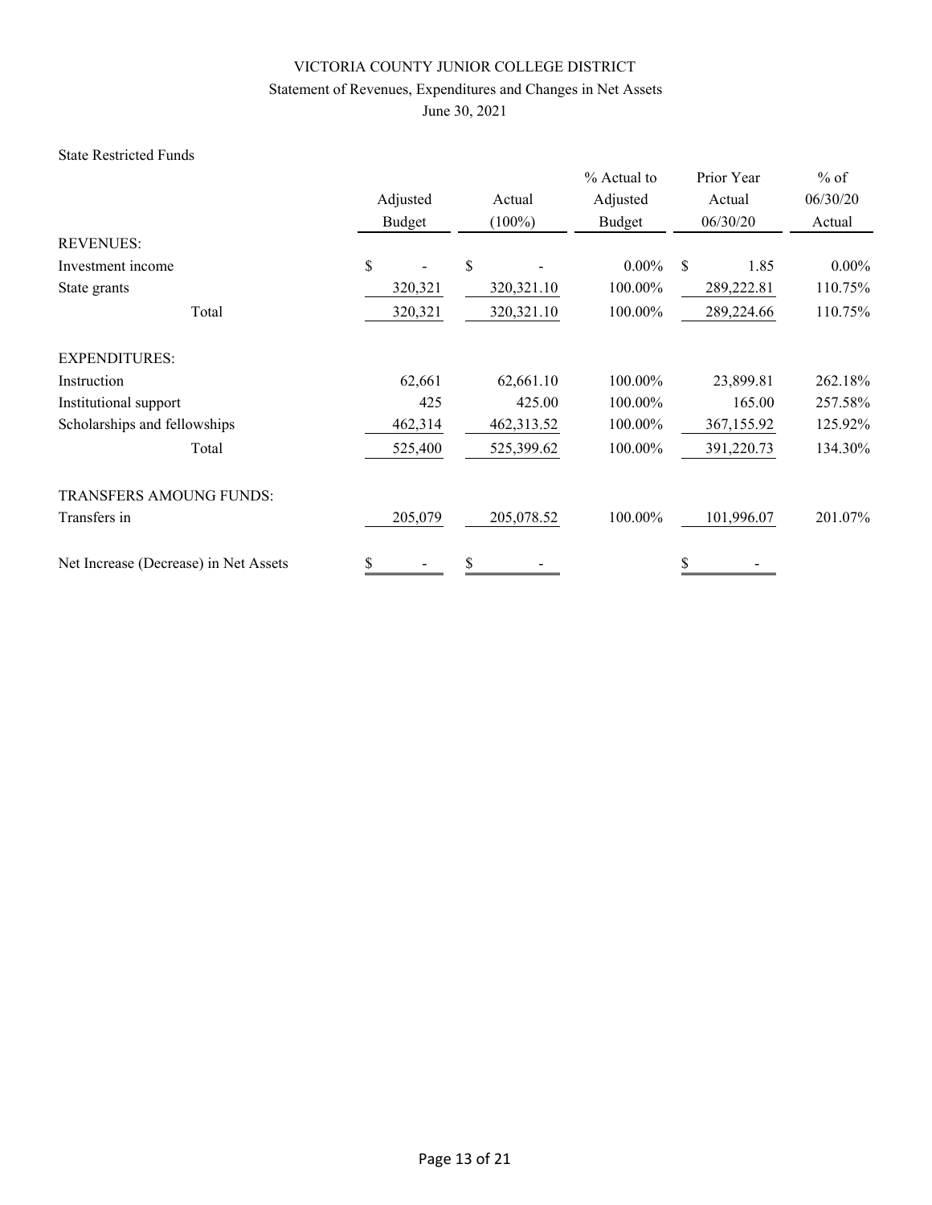# VICTORIA COUNTY JUNIOR COLLEGE DISTRICT

## Statement of Revenues, Expenditures and Changes in Net Assets

June 30, 2021

State Restricted Funds

| | Adjusted Budget | Actual (100%) | % Actual to Adjusted Budget | Prior Year Actual 06/30/20 | % of 06/30/20 Actual |
|---|---|---|---|---|---|
| REVENUES: | | | | | |
| Investment income | $ - | $ - | 0.00% | $ 1.85 | 0.00% |
| State grants | 320,321 | 320,321.10 | 100.00% | 289,222.81 | 110.75% |
| Total | 320,321 | 320,321.10 | 100.00% | 289,224.66 | 110.75% |
| EXPENDITURES: | | | | | |
| Instruction | 62,661 | 62,661.10 | 100.00% | 23,899.81 | 262.18% |
| Institutional support | 425 | 425.00 | 100.00% | 165.00 | 257.58% |
| Scholarships and fellowships | 462,314 | 462,313.52 | 100.00% | 367,155.92 | 125.92% |
| Total | 525,400 | 525,399.62 | 100.00% | 391,220.73 | 134.30% |
| TRANSFERS AMOUNG FUNDS: | | | | | |
| Transfers in | 205,079 | 205,078.52 | 100.00% | 101,996.07 | 201.07% |
| Net Increase (Decrease) in Net Assets | $ - | $ - | | $ - | |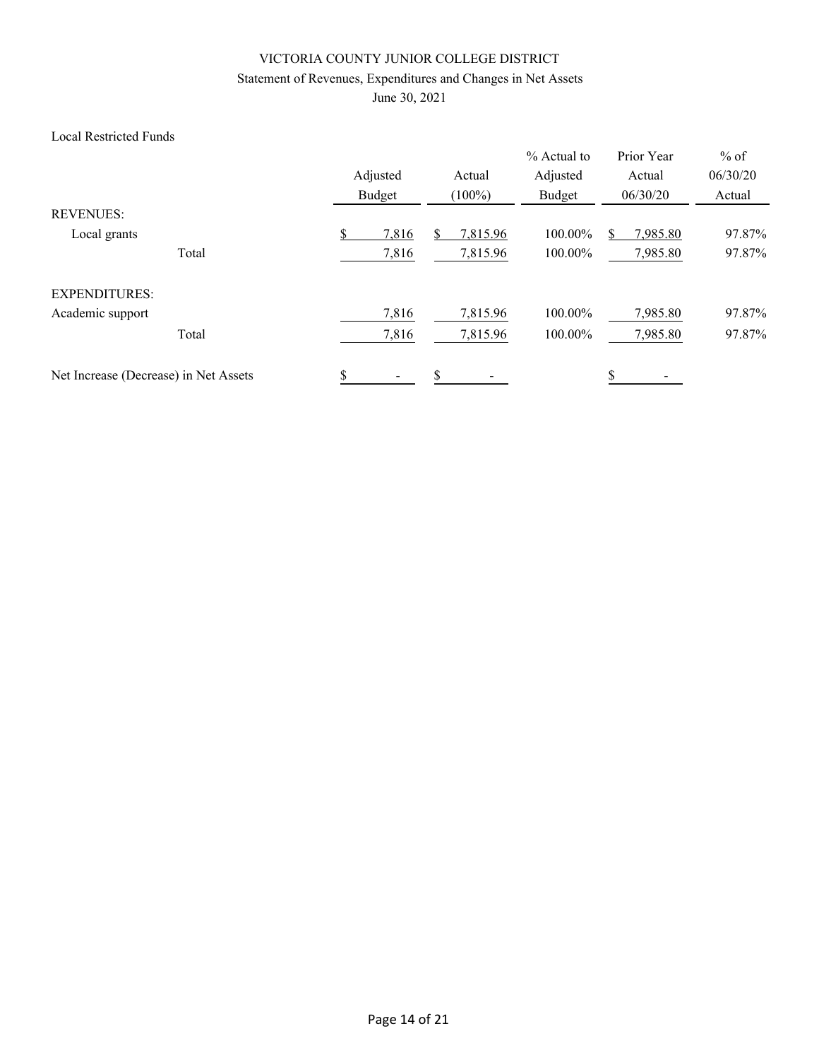# VICTORIA COUNTY JUNIOR COLLEGE DISTRICT

## Statement of Revenues, Expenditures and Changes in Net Assets

### June 30, 2021

Local Restricted Funds

| | Adjusted Budget | Actual (100%) | % Actual to Adjusted Budget | Prior Year Actual 06/30/20 | % of 06/30/20 Actual |
|---|---|---|---|---|---|
| REVENUES: | | | | | |
| Local grants | $ 7,816 | $ 7,815.96 | 100.00% | $ 7,985.80 | 97.87% |
| Total | 7,816 | 7,815.96 | 100.00% | 7,985.80 | 97.87% |
| EXPENDITURES: | | | | | |
| Academic support | 7,816 | 7,815.96 | 100.00% | 7,985.80 | 97.87% |
| Total | 7,816 | 7,815.96 | 100.00% | 7,985.80 | 97.87% |
| Net Increase (Decrease) in Net Assets | $ - | $ - | | $ - | |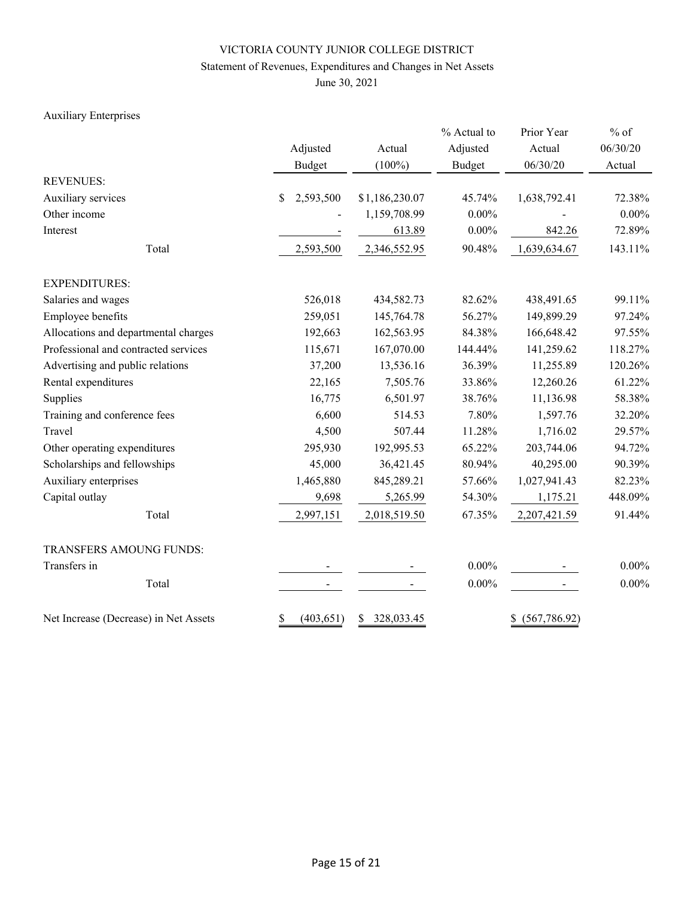VICTORIA COUNTY JUNIOR COLLEGE DISTRICT

Statement of Revenues, Expenditures and Changes in Net Assets

June 30, 2021

Auxiliary Enterprises

| | Adjusted Budget | Actual (100%) | % Actual to Adjusted Budget | Prior Year Actual 06/30/20 | % of 06/30/20 Actual |
|---|---|---|---|---|---|
| REVENUES: | | | | | |
| Auxiliary services | $ 2,593,500 | $1,186,230.07 | 45.74% | 1,638,792.41 | 72.38% |
| Other income | - | 1,159,708.99 | 0.00% | - | 0.00% |
| Interest | - | 613.89 | 0.00% | 842.26 | 72.89% |
| Total | 2,593,500 | 2,346,552.95 | 90.48% | 1,639,634.67 | 143.11% |
| EXPENDITURES: | | | | | |
| Salaries and wages | 526,018 | 434,582.73 | 82.62% | 438,491.65 | 99.11% |
| Employee benefits | 259,051 | 145,764.78 | 56.27% | 149,899.29 | 97.24% |
| Allocations and departmental charges | 192,663 | 162,563.95 | 84.38% | 166,648.42 | 97.55% |
| Professional and contracted services | 115,671 | 167,070.00 | 144.44% | 141,259.62 | 118.27% |
| Advertising and public relations | 37,200 | 13,536.16 | 36.39% | 11,255.89 | 120.26% |
| Rental expenditures | 22,165 | 7,505.76 | 33.86% | 12,260.26 | 61.22% |
| Supplies | 16,775 | 6,501.97 | 38.76% | 11,136.98 | 58.38% |
| Training and conference fees | 6,600 | 514.53 | 7.80% | 1,597.76 | 32.20% |
| Travel | 4,500 | 507.44 | 11.28% | 1,716.02 | 29.57% |
| Other operating expenditures | 295,930 | 192,995.53 | 65.22% | 203,744.06 | 94.72% |
| Scholarships and fellowships | 45,000 | 36,421.45 | 80.94% | 40,295.00 | 90.39% |
| Auxiliary enterprises | 1,465,880 | 845,289.21 | 57.66% | 1,027,941.43 | 82.23% |
| Capital outlay | 9,698 | 5,265.99 | 54.30% | 1,175.21 | 448.09% |
| Total | 2,997,151 | 2,018,519.50 | 67.35% | 2,207,421.59 | 91.44% |
| TRANSFERS AMOUNG FUNDS: | | | | | |
| Transfers in | - | - | 0.00% | - | 0.00% |
| Total | - | - | 0.00% | - | 0.00% |
| Net Increase (Decrease) in Net Assets | $ (403,651) | $ 328,033.45 | | $ (567,786.92) | |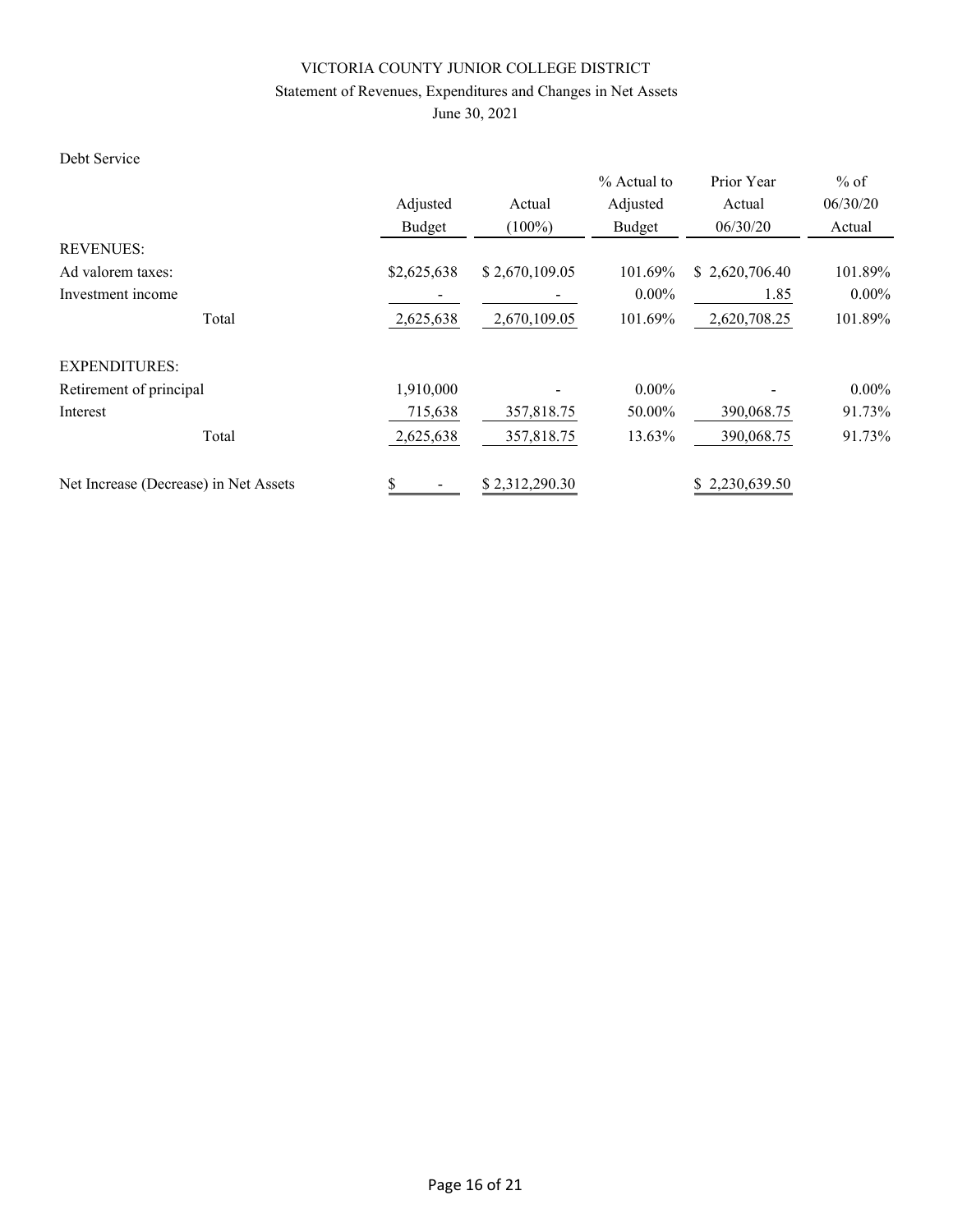VICTORIA COUNTY JUNIOR COLLEGE DISTRICT

Statement of Revenues, Expenditures and Changes in Net Assets

June 30, 2021

Debt Service

| | Adjusted Budget | Actual (100%) | % Actual to Adjusted Budget | Prior Year Actual 06/30/20 | % of 06/30/20 Actual |
|---|---|---|---|---|---|
| REVENUES: | | | | | |
| Ad valorem taxes: | $2,625,638 | $ 2,670,109.05 | 101.69% | $ 2,620,706.40 | 101.89% |
| Investment income | - | - | 0.00% | 1.85 | 0.00% |
| Total | 2,625,638 | 2,670,109.05 | 101.69% | 2,620,708.25 | 101.89% |
| EXPENDITURES: | | | | | |
| Retirement of principal | 1,910,000 | - | 0.00% | - | 0.00% |
| Interest | 715,638 | 357,818.75 | 50.00% | 390,068.75 | 91.73% |
| Total | 2,625,638 | 357,818.75 | 13.63% | 390,068.75 | 91.73% |
| Net Increase (Decrease) in Net Assets | $ - | $ 2,312,290.30 | | $ 2,230,639.50 | |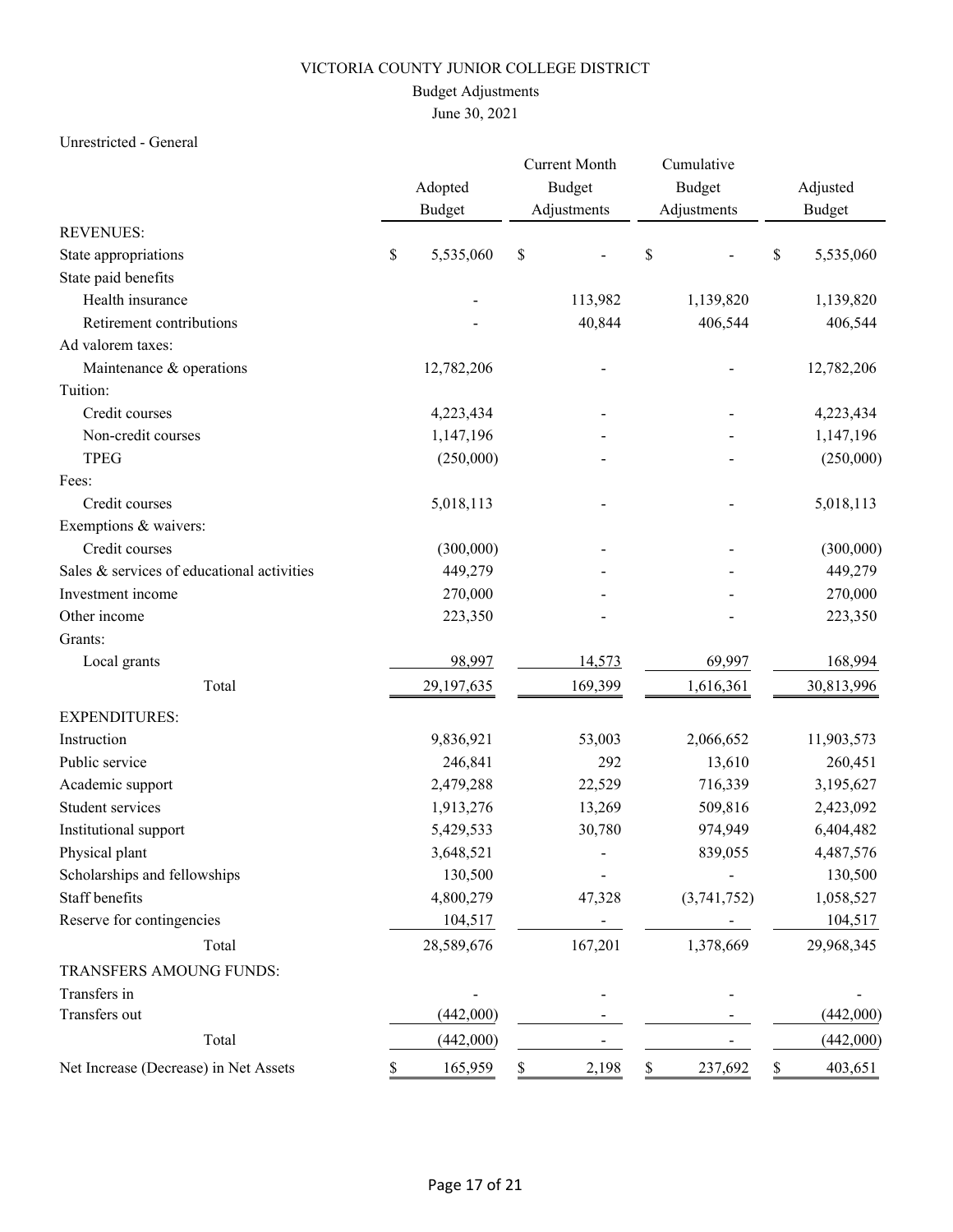# VICTORIA COUNTY JUNIOR COLLEGE DISTRICT

## Budget Adjustments

June 30, 2021

Unrestricted - General

| | Adopted Budget | Current Month Budget Adjustments | Cumulative Budget Adjustments | Adjusted Budget |
|---|---|---|---|---|
| REVENUES: | | | | |
| State appropriations | $ 5,535,060 | $ - | $ - | $ 5,535,060 |
| State paid benefits | | | | |
| Health insurance | - | 113,982 | 1,139,820 | 1,139,820 |
| Retirement contributions | - | 40,844 | 406,544 | 406,544 |
| Ad valorem taxes: | | | | |
| Maintenance & operations | 12,782,206 | - | - | 12,782,206 |
| Tuition: | | | | |
| Credit courses | 4,223,434 | - | - | 4,223,434 |
| Non-credit courses | 1,147,196 | - | - | 1,147,196 |
| TPEG | (250,000) | - | - | (250,000) |
| Fees: | | | | |
| Credit courses | 5,018,113 | - | - | 5,018,113 |
| Exemptions & waivers: | | | | |
| Credit courses | (300,000) | - | - | (300,000) |
| Sales & services of educational activities | 449,279 | - | - | 449,279 |
| Investment income | 270,000 | - | - | 270,000 |
| Other income | 223,350 | - | - | 223,350 |
| Grants: | | | | |
| Local grants | 98,997 | 14,573 | 69,997 | 168,994 |
| Total | 29,197,635 | 169,399 | 1,616,361 | 30,813,996 |
| EXPENDITURES: | | | | |
| Instruction | 9,836,921 | 53,003 | 2,066,652 | 11,903,573 |
| Public service | 246,841 | 292 | 13,610 | 260,451 |
| Academic support | 2,479,288 | 22,529 | 716,339 | 3,195,627 |
| Student services | 1,913,276 | 13,269 | 509,816 | 2,423,092 |
| Institutional support | 5,429,533 | 30,780 | 974,949 | 6,404,482 |
| Physical plant | 3,648,521 | - | 839,055 | 4,487,576 |
| Scholarships and fellowships | 130,500 | - | - | 130,500 |
| Staff benefits | 4,800,279 | 47,328 | (3,741,752) | 1,058,527 |
| Reserve for contingencies | 104,517 | - | - | 104,517 |
| Total | 28,589,676 | 167,201 | 1,378,669 | 29,968,345 |
| TRANSFERS AMOUNG FUNDS: | | | | |
| Transfers in | - | - | - | - |
| Transfers out | (442,000) | - | - | (442,000) |
| Total | (442,000) | - | - | (442,000) |
| Net Increase (Decrease) in Net Assets | $ 165,959 | $ 2,198 | $ 237,692 | $ 403,651 |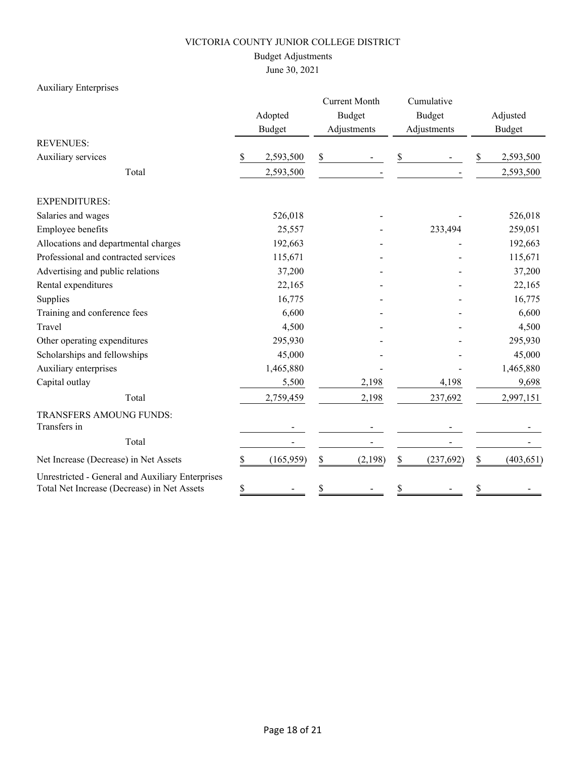# VICTORIA COUNTY JUNIOR COLLEGE DISTRICT

## Budget Adjustments

June 30, 2021

Auxiliary Enterprises

| | Adopted Budget | Current Month Budget Adjustments | Cumulative Budget Adjustments | Adjusted Budget |
|---|---|---|---|---|
| **REVENUES:** | | | | |
| Auxiliary services | $ 2,593,500 | $ - | $ - | $ 2,593,500 |
| Total | 2,593,500 | - | - | 2,593,500 |
| **EXPENDITURES:** | | | | |
| Salaries and wages | 526,018 | - | - | 526,018 |
| Employee benefits | 25,557 | - | 233,494 | 259,051 |
| Allocations and departmental charges | 192,663 | - | - | 192,663 |
| Professional and contracted services | 115,671 | - | - | 115,671 |
| Advertising and public relations | 37,200 | - | - | 37,200 |
| Rental expenditures | 22,165 | - | - | 22,165 |
| Supplies | 16,775 | - | - | 16,775 |
| Training and conference fees | 6,600 | - | - | 6,600 |
| Travel | 4,500 | - | - | 4,500 |
| Other operating expenditures | 295,930 | - | - | 295,930 |
| Scholarships and fellowships | 45,000 | - | - | 45,000 |
| Auxiliary enterprises | 1,465,880 | - | - | 1,465,880 |
| Capital outlay | 5,500 | 2,198 | 4,198 | 9,698 |
| Total | 2,759,459 | 2,198 | 237,692 | 2,997,151 |
| **TRANSFERS AMOUNG FUNDS:** | | | | |
| Transfers in | - | - | - | - |
| Total | - | - | - | - |
| Net Increase (Decrease) in Net Assets | $ (165,959) | $ (2,198) | $ (237,692) | $ (403,651) |
| Unrestricted - General and Auxiliary Enterprises Total Net Increase (Decrease) in Net Assets | $ - | $ - | $ - | $ - |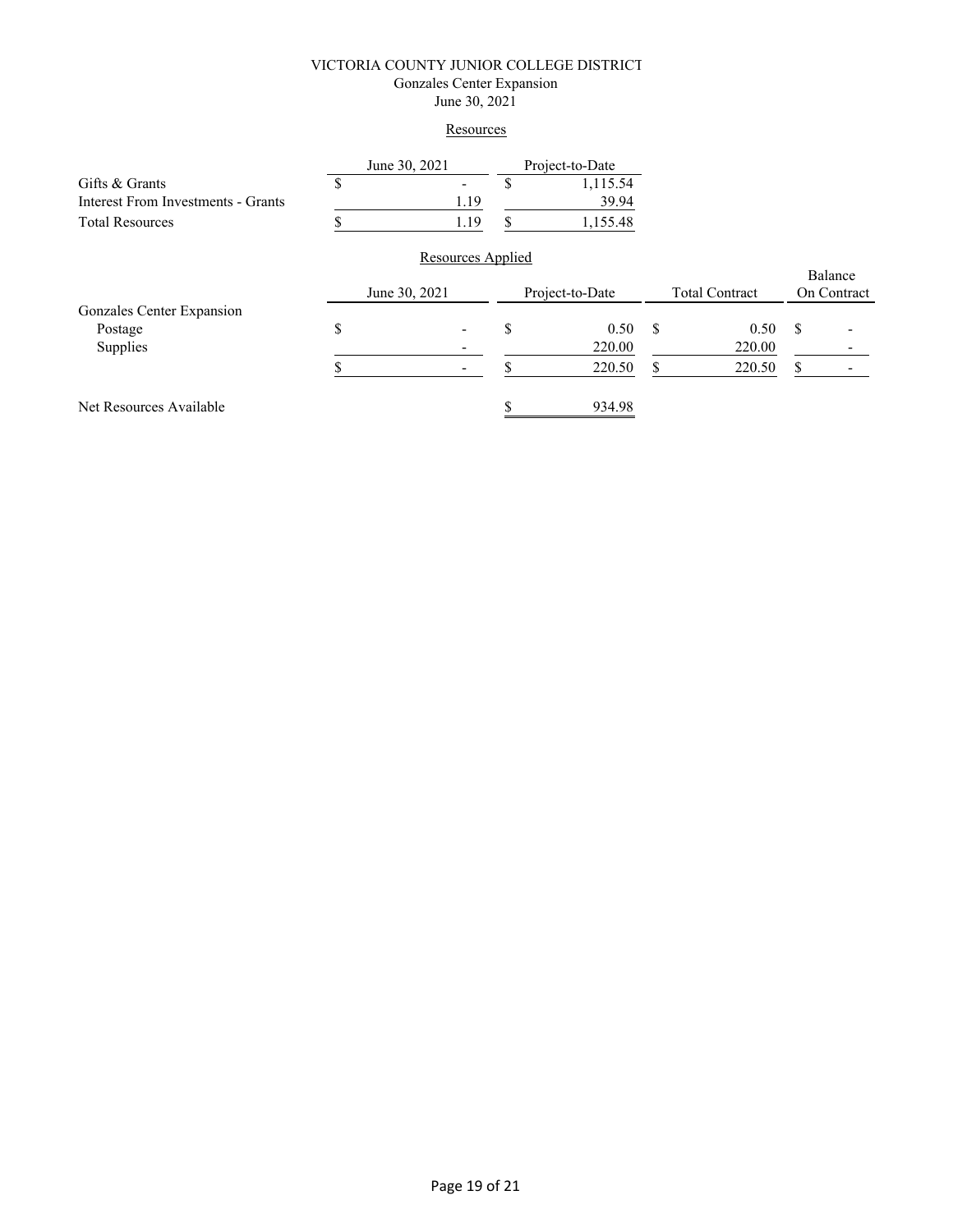# VICTORIA COUNTY JUNIOR COLLEGE DISTRICT

## Gonzales Center Expansion

June 30, 2021

### Resources

| | June 30, 2021 | Project-to-Date |
|---|---|---|
| Gifts & Grants | $ - | $ 1,115.54 |
| Interest From Investments - Grants | 1.19 | 39.94 |
| Total Resources | $ 1.19 | $ 1,155.48 |

### Resources Applied

| | June 30, 2021 | Project-to-Date | Total Contract | Balance On Contract |
|---|---|---|---|---|
| Gonzales Center Expansion | | | | |
| Postage | $ - | $ 0.50 | $ 0.50 | $ - |
| Supplies | - | 220.00 | 220.00 | - |
| | $ - | $ 220.50 | $ 220.50 | $ - |
| | | | | |
| Net Resources Available | | $ 934.98 | | |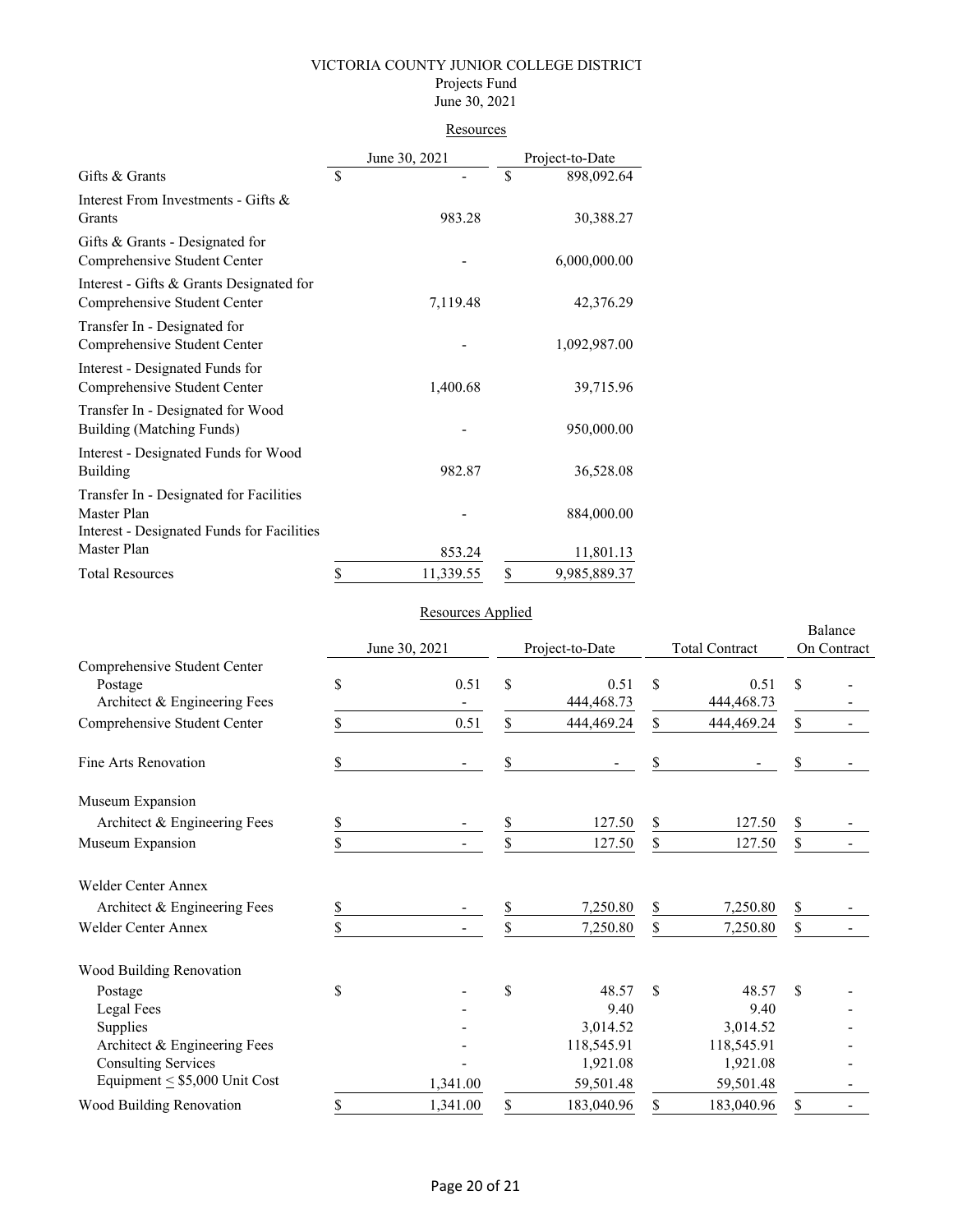VICTORIA COUNTY JUNIOR COLLEGE DISTRICT
Projects Fund
June 30, 2021

## Resources

| | June 30, 2021 | Project-to-Date |
|---|---|---|
| Gifts & Grants | $ - | $ 898,092.64 |
| Interest From Investments - Gifts & Grants | 983.28 | 30,388.27 |
| Gifts & Grants - Designated for Comprehensive Student Center | - | 6,000,000.00 |
| Interest - Gifts & Grants Designated for Comprehensive Student Center | 7,119.48 | 42,376.29 |
| Transfer In - Designated for Comprehensive Student Center | - | 1,092,987.00 |
| Interest - Designated Funds for Comprehensive Student Center | 1,400.68 | 39,715.96 |
| Transfer In - Designated for Wood Building (Matching Funds) | - | 950,000.00 |
| Interest - Designated Funds for Wood Building | 982.87 | 36,528.08 |
| Transfer In - Designated for Facilities Master Plan | - | 884,000.00 |
| Interest - Designated Funds for Facilities Master Plan | 853.24 | 11,801.13 |
| Total Resources | $ 11,339.55 | $ 9,985,889.37 |

## Resources Applied

| | June 30, 2021 | Project-to-Date | Total Contract | Balance On Contract |
|---|---|---|---|---|
| Comprehensive Student Center | | | | |
| Postage | $ 0.51 | $ 0.51 | $ 0.51 | $ - |
| Architect & Engineering Fees | - | 444,468.73 | 444,468.73 | - |
| Comprehensive Student Center | $ 0.51 | $ 444,469.24 | $ 444,469.24 | $ - |
| | | | | |
| Fine Arts Renovation | $ - | $ - | $ - | $ - |
| | | | | |
| Museum Expansion | | | | |
| Architect & Engineering Fees | $ - | $ 127.50 | $ 127.50 | $ - |
| Museum Expansion | $ - | $ 127.50 | $ 127.50 | $ - |
| | | | | |
| Welder Center Annex | | | | |
| Architect & Engineering Fees | $ - | $ 7,250.80 | $ 7,250.80 | $ - |
| Welder Center Annex | $ - | $ 7,250.80 | $ 7,250.80 | $ - |
| | | | | |
| Wood Building Renovation | | | | |
| Postage | $ - | $ 48.57 | $ 48.57 | $ - |
| Legal Fees | - | 9.40 | 9.40 | - |
| Supplies | - | 3,014.52 | 3,014.52 | - |
| Architect & Engineering Fees | - | 118,545.91 | 118,545.91 | - |
| Consulting Services | - | 1,921.08 | 1,921.08 | - |
| Equipment ≤ $5,000 Unit Cost | 1,341.00 | 59,501.48 | 59,501.48 | - |
| Wood Building Renovation | $ 1,341.00 | $ 183,040.96 | $ 183,040.96 | $ - |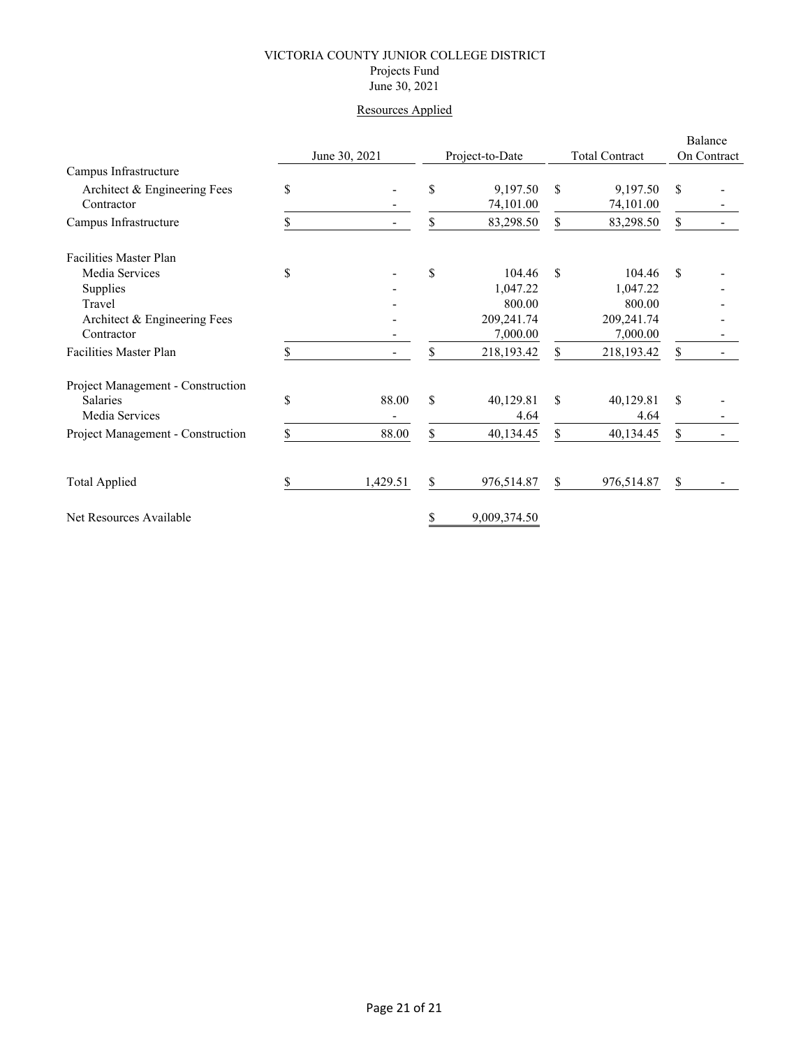VICTORIA COUNTY JUNIOR COLLEGE DISTRICT
Projects Fund
June 30, 2021

Resources Applied

| | June 30, 2021 | Project-to-Date | Total Contract | Balance On Contract |
|---|---|---|---|---|
| Campus Infrastructure | | | | |
| Architect & Engineering Fees | $ - | $ 9,197.50 | $ 9,197.50 | $ - |
| Contractor | - | 74,101.00 | 74,101.00 | - |
| Campus Infrastructure | $ - | $ 83,298.50 | $ 83,298.50 | $ - |
| Facilities Master Plan | | | | |
| Media Services | $ - | $ 104.46 | $ 104.46 | $ - |
| Supplies | - | 1,047.22 | 1,047.22 | - |
| Travel | - | 800.00 | 800.00 | - |
| Architect & Engineering Fees | - | 209,241.74 | 209,241.74 | - |
| Contractor | - | 7,000.00 | 7,000.00 | - |
| Facilities Master Plan | $ - | $ 218,193.42 | $ 218,193.42 | $ - |
| Project Management - Construction | | | | |
| Salaries | $ 88.00 | $ 40,129.81 | $ 40,129.81 | $ - |
| Media Services | - | 4.64 | 4.64 | - |
| Project Management - Construction | $ 88.00 | $ 40,134.45 | $ 40,134.45 | $ - |
| Total Applied | $ 1,429.51 | $ 976,514.87 | $ 976,514.87 | $ - |
| Net Resources Available | | $ 9,009,374.50 | | |